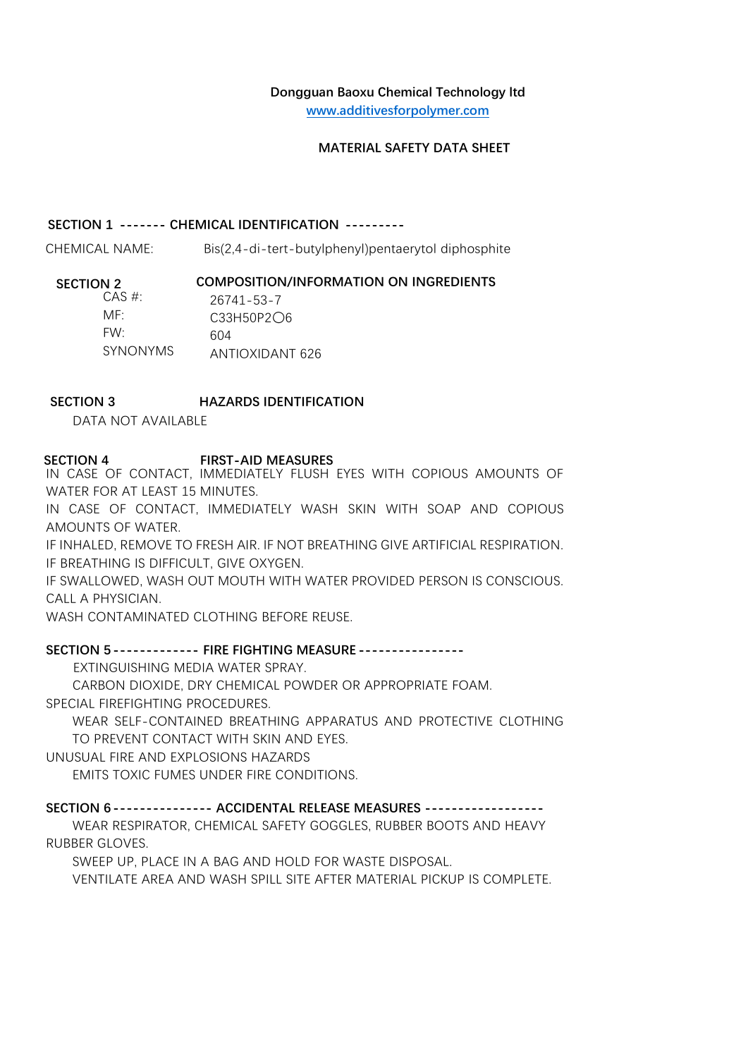**Dongguan Baoxu Chemical Technology ltd**

[www.additivesforpolymer.com](http://www.additivesforpolymer.com)

# MATERIAL SAFETY DATA SHEET

## SECTION 1 ------- CHEMICAL IDENTIFICATION ---------

CHEMICAL NAME: Bis(2,4-di-tert-butylphenyl)pentaerytol diphosphite

## SECTION 2 COMPOSITION/INFORMATION ON INGREDIENTS

| | |
|---|---|
| CAS #: | 26741-53-7 |
| MF: | $C_{33}H_{50}P_2O_6$ |
| FW: | 604 |
| SYNONYMS | ANTIOXIDANT 626 |

## SECTION 3 HAZARDS IDENTIFICATION

DATA NOT AVAILABLE

## SECTION 4 FIRST-AID MEASURES

IN CASE OF CONTACT, IMMEDIATELY FLUSH EYES WITH COPIOUS AMOUNTS OF WATER FOR AT LEAST 15 MINUTES.

IN CASE OF CONTACT, IMMEDIATELY WASH SKIN WITH SOAP AND COPIOUS AMOUNTS OF WATER.

IF INHALED, REMOVE TO FRESH AIR. IF NOT BREATHING GIVE ARTIFICIAL RESPIRATION. IF BREATHING IS DIFFICULT, GIVE OXYGEN.

IF SWALLOWED, WASH OUT MOUTH WITH WATER PROVIDED PERSON IS CONSCIOUS. CALL A PHYSICIAN.

WASH CONTAMINATED CLOTHING BEFORE REUSE.

## SECTION 5 ------------- FIRE FIGHTING MEASURE ----------------

EXTINGUISHING MEDIA WATER SPRAY.

CARBON DIOXIDE, DRY CHEMICAL POWDER OR APPROPRIATE FOAM.

SPECIAL FIREFIGHTING PROCEDURES.

WEAR SELF-CONTAINED BREATHING APPARATUS AND PROTECTIVE CLOTHING TO PREVENT CONTACT WITH SKIN AND EYES.

UNUSUAL FIRE AND EXPLOSIONS HAZARDS

EMITS TOXIC FUMES UNDER FIRE CONDITIONS.

## SECTION 6 --------------- ACCIDENTAL RELEASE MEASURES ------------------

WEAR RESPIRATOR, CHEMICAL SAFETY GOGGLES, RUBBER BOOTS AND HEAVY RUBBER GLOVES.

SWEEP UP, PLACE IN A BAG AND HOLD FOR WASTE DISPOSAL.

VENTILATE AREA AND WASH SPILL SITE AFTER MATERIAL PICKUP IS COMPLETE.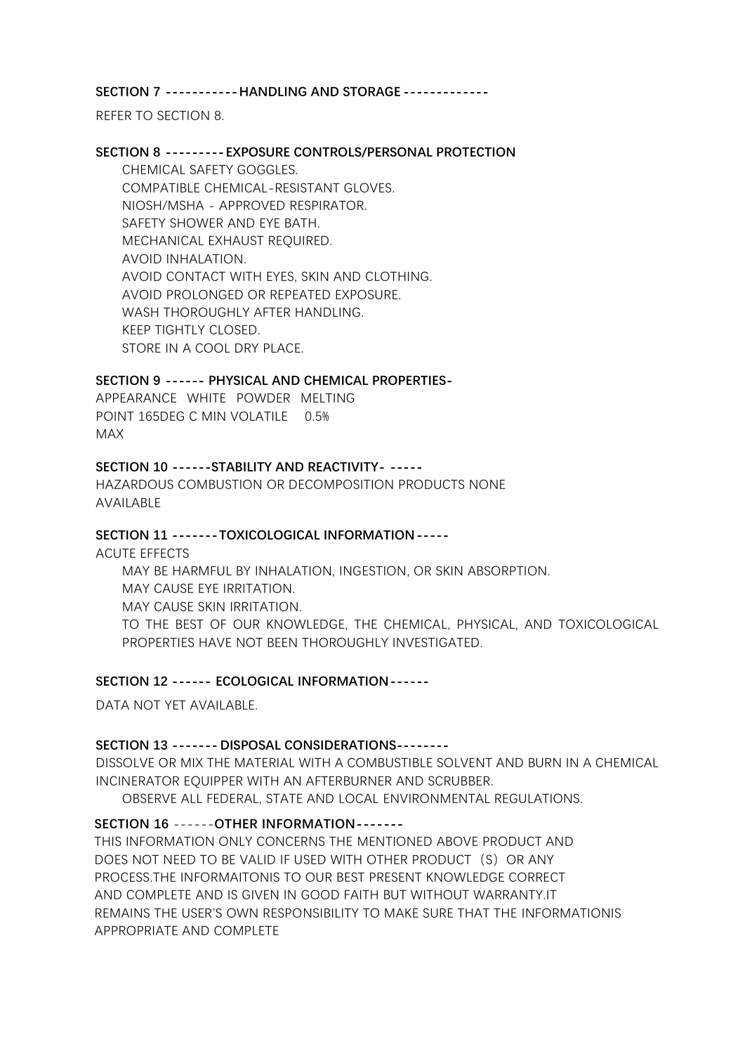## SECTION 7 -----------HANDLING AND STORAGE -------------

REFER TO SECTION 8.

## SECTION 8 ---------EXPOSURE CONTROLS/PERSONAL PROTECTION

CHEMICAL SAFETY GOGGLES.
COMPATIBLE CHEMICAL-RESISTANT GLOVES.
NIOSH/MSHA - APPROVED RESPIRATOR.
SAFETY SHOWER AND EYE BATH.
MECHANICAL EXHAUST REQUIRED.
AVOID INHALATION.
AVOID CONTACT WITH EYES, SKIN AND CLOTHING.
AVOID PROLONGED OR REPEATED EXPOSURE.
WASH THOROUGHLY AFTER HANDLING.
KEEP TIGHTLY CLOSED.
STORE IN A COOL DRY PLACE.

## SECTION 9 ------ PHYSICAL AND CHEMICAL PROPERTIES-

APPEARANCE WHITE POWDER MELTING POINT 165DEG C MIN VOLATILE 0.5% MAX

## SECTION 10 ------STABILITY AND REACTIVITY- -----

HAZARDOUS COMBUSTION OR DECOMPOSITION PRODUCTS NONE AVAILABLE

## SECTION 11 -------TOXICOLOGICAL INFORMATION -----

ACUTE EFFECTS

MAY BE HARMFUL BY INHALATION, INGESTION, OR SKIN ABSORPTION.
MAY CAUSE EYE IRRITATION.
MAY CAUSE SKIN IRRITATION.
TO THE BEST OF OUR KNOWLEDGE, THE CHEMICAL, PHYSICAL, AND TOXICOLOGICAL PROPERTIES HAVE NOT BEEN THOROUGHLY INVESTIGATED.

## SECTION 12 ------ ECOLOGICAL INFORMATION ------

DATA NOT YET AVAILABLE.

## SECTION 13 ------- DISPOSAL CONSIDERATIONS--------

DISSOLVE OR MIX THE MATERIAL WITH A COMBUSTIBLE SOLVENT AND BURN IN A CHEMICAL INCINERATOR EQUIPPER WITH AN AFTERBURNER AND SCRUBBER.

OBSERVE ALL FEDERAL, STATE AND LOCAL ENVIRONMENTAL REGULATIONS.

## SECTION 16 ------OTHER INFORMATION-------

THIS INFORMATION ONLY CONCERNS THE MENTIONED ABOVE PRODUCT AND DOES NOT NEED TO BE VALID IF USED WITH OTHER PRODUCT（S）OR ANY PROCESS.THE INFORMAITONIS TO OUR BEST PRESENT KNOWLEDGE CORRECT AND COMPLETE AND IS GIVEN IN GOOD FAITH BUT WITHOUT WARRANTY.IT REMAINS THE USER'S OWN RESPONSIBILITY TO MAKE SURE THAT THE INFORMATIONIS APPROPRIATE AND COMPLETE